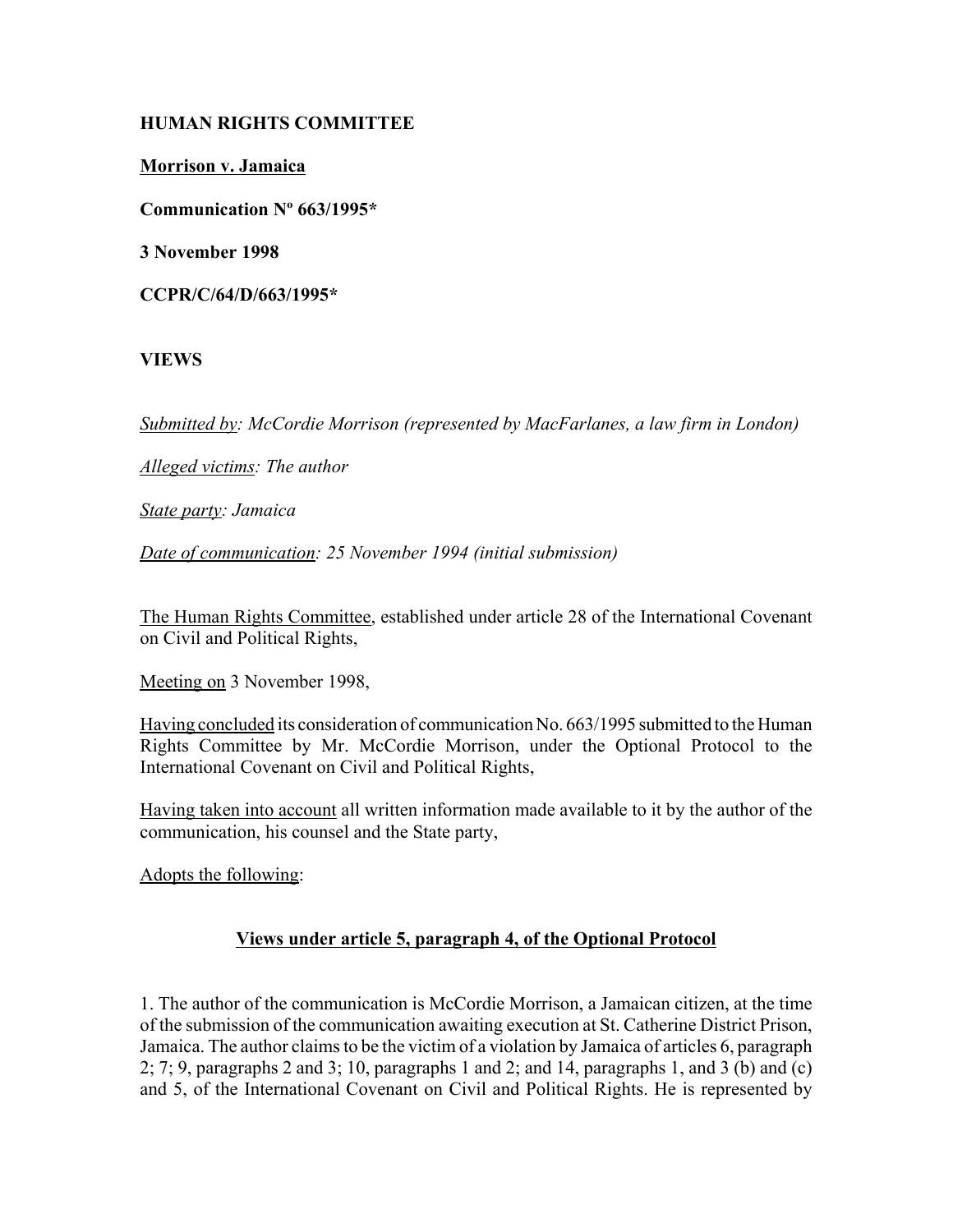**HUMAN RIGHTS COMMITTEE**

**Morrison v. Jamaica**

**Communication Nº 663/1995***

**3 November 1998**

**CCPR/C/64/D/663/1995***

**VIEWS**

*Submitted by: McCordie Morrison (represented by MacFarlanes, a law firm in London)*

*Alleged victims: The author*

*State party: Jamaica*

*Date of communication: 25 November 1994 (initial submission)*

The Human Rights Committee, established under article 28 of the International Covenant on Civil and Political Rights,

Meeting on 3 November 1998,

Having concluded its consideration of communication No. 663/1995 submitted to the Human Rights Committee by Mr. McCordie Morrison, under the Optional Protocol to the International Covenant on Civil and Political Rights,

Having taken into account all written information made available to it by the author of the communication, his counsel and the State party,

Adopts the following:

**Views under article 5, paragraph 4, of the Optional Protocol**

1. The author of the communication is McCordie Morrison, a Jamaican citizen, at the time of the submission of the communication awaiting execution at St. Catherine District Prison, Jamaica. The author claims to be the victim of a violation by Jamaica of articles 6, paragraph 2; 7; 9, paragraphs 2 and 3; 10, paragraphs 1 and 2; and 14, paragraphs 1, and 3 (b) and (c) and 5, of the International Covenant on Civil and Political Rights. He is represented by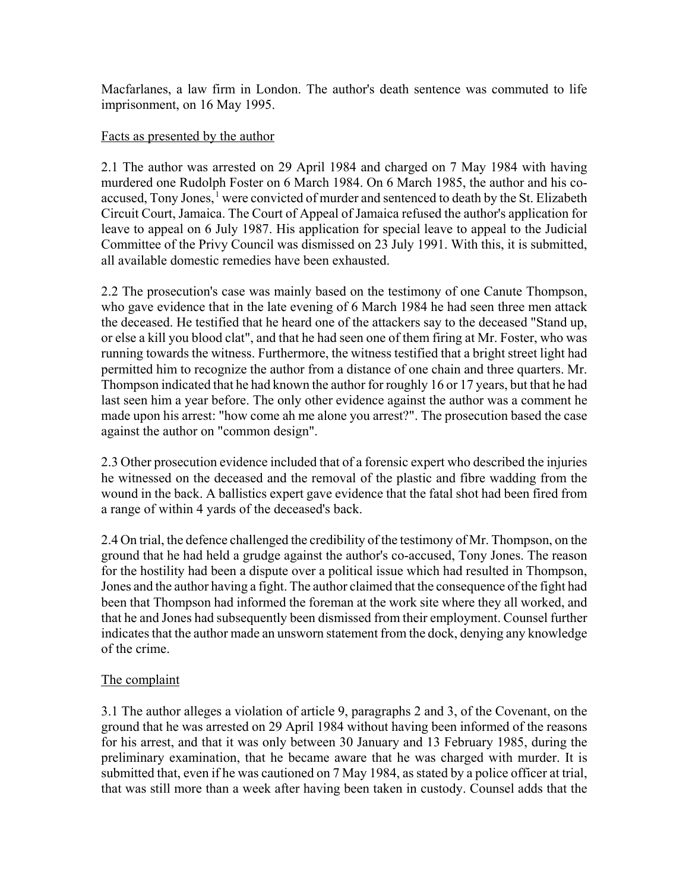Macfarlanes, a law firm in London. The author's death sentence was commuted to life imprisonment, on 16 May 1995.

Facts as presented by the author

2.1 The author was arrested on 29 April 1984 and charged on 7 May 1984 with having murdered one Rudolph Foster on 6 March 1984. On 6 March 1985, the author and his co-accused, Tony Jones,[1] were convicted of murder and sentenced to death by the St. Elizabeth Circuit Court, Jamaica. The Court of Appeal of Jamaica refused the author's application for leave to appeal on 6 July 1987. His application for special leave to appeal to the Judicial Committee of the Privy Council was dismissed on 23 July 1991. With this, it is submitted, all available domestic remedies have been exhausted.

2.2 The prosecution's case was mainly based on the testimony of one Canute Thompson, who gave evidence that in the late evening of 6 March 1984 he had seen three men attack the deceased. He testified that he heard one of the attackers say to the deceased "Stand up, or else a kill you blood clat", and that he had seen one of them firing at Mr. Foster, who was running towards the witness. Furthermore, the witness testified that a bright street light had permitted him to recognize the author from a distance of one chain and three quarters. Mr. Thompson indicated that he had known the author for roughly 16 or 17 years, but that he had last seen him a year before. The only other evidence against the author was a comment he made upon his arrest: "how come ah me alone you arrest?". The prosecution based the case against the author on "common design".

2.3 Other prosecution evidence included that of a forensic expert who described the injuries he witnessed on the deceased and the removal of the plastic and fibre wadding from the wound in the back. A ballistics expert gave evidence that the fatal shot had been fired from a range of within 4 yards of the deceased's back.

2.4 On trial, the defence challenged the credibility of the testimony of Mr. Thompson, on the ground that he had held a grudge against the author's co-accused, Tony Jones. The reason for the hostility had been a dispute over a political issue which had resulted in Thompson, Jones and the author having a fight. The author claimed that the consequence of the fight had been that Thompson had informed the foreman at the work site where they all worked, and that he and Jones had subsequently been dismissed from their employment. Counsel further indicates that the author made an unsworn statement from the dock, denying any knowledge of the crime.

The complaint

3.1 The author alleges a violation of article 9, paragraphs 2 and 3, of the Covenant, on the ground that he was arrested on 29 April 1984 without having been informed of the reasons for his arrest, and that it was only between 30 January and 13 February 1985, during the preliminary examination, that he became aware that he was charged with murder. It is submitted that, even if he was cautioned on 7 May 1984, as stated by a police officer at trial, that was still more than a week after having been taken in custody. Counsel adds that the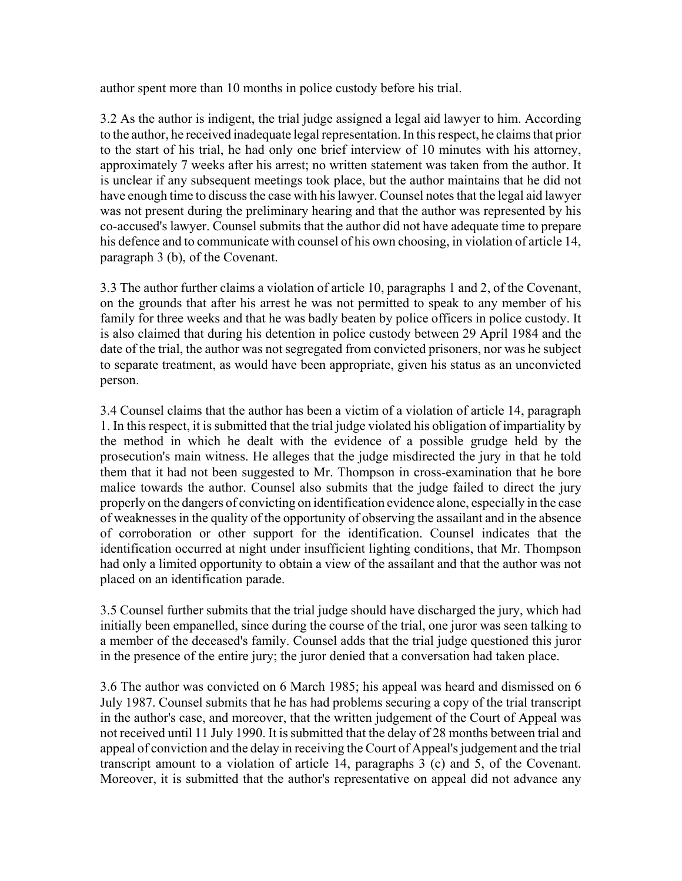author spent more than 10 months in police custody before his trial.

3.2 As the author is indigent, the trial judge assigned a legal aid lawyer to him. According to the author, he received inadequate legal representation. In this respect, he claims that prior to the start of his trial, he had only one brief interview of 10 minutes with his attorney, approximately 7 weeks after his arrest; no written statement was taken from the author. It is unclear if any subsequent meetings took place, but the author maintains that he did not have enough time to discuss the case with his lawyer. Counsel notes that the legal aid lawyer was not present during the preliminary hearing and that the author was represented by his co-accused's lawyer. Counsel submits that the author did not have adequate time to prepare his defence and to communicate with counsel of his own choosing, in violation of article 14, paragraph 3 (b), of the Covenant.

3.3 The author further claims a violation of article 10, paragraphs 1 and 2, of the Covenant, on the grounds that after his arrest he was not permitted to speak to any member of his family for three weeks and that he was badly beaten by police officers in police custody. It is also claimed that during his detention in police custody between 29 April 1984 and the date of the trial, the author was not segregated from convicted prisoners, nor was he subject to separate treatment, as would have been appropriate, given his status as an unconvicted person.

3.4 Counsel claims that the author has been a victim of a violation of article 14, paragraph 1. In this respect, it is submitted that the trial judge violated his obligation of impartiality by the method in which he dealt with the evidence of a possible grudge held by the prosecution's main witness. He alleges that the judge misdirected the jury in that he told them that it had not been suggested to Mr. Thompson in cross-examination that he bore malice towards the author. Counsel also submits that the judge failed to direct the jury properly on the dangers of convicting on identification evidence alone, especially in the case of weaknesses in the quality of the opportunity of observing the assailant and in the absence of corroboration or other support for the identification. Counsel indicates that the identification occurred at night under insufficient lighting conditions, that Mr. Thompson had only a limited opportunity to obtain a view of the assailant and that the author was not placed on an identification parade.

3.5 Counsel further submits that the trial judge should have discharged the jury, which had initially been empanelled, since during the course of the trial, one juror was seen talking to a member of the deceased's family. Counsel adds that the trial judge questioned this juror in the presence of the entire jury; the juror denied that a conversation had taken place.

3.6 The author was convicted on 6 March 1985; his appeal was heard and dismissed on 6 July 1987. Counsel submits that he has had problems securing a copy of the trial transcript in the author's case, and moreover, that the written judgement of the Court of Appeal was not received until 11 July 1990. It is submitted that the delay of 28 months between trial and appeal of conviction and the delay in receiving the Court of Appeal's judgement and the trial transcript amount to a violation of article 14, paragraphs 3 (c) and 5, of the Covenant. Moreover, it is submitted that the author's representative on appeal did not advance any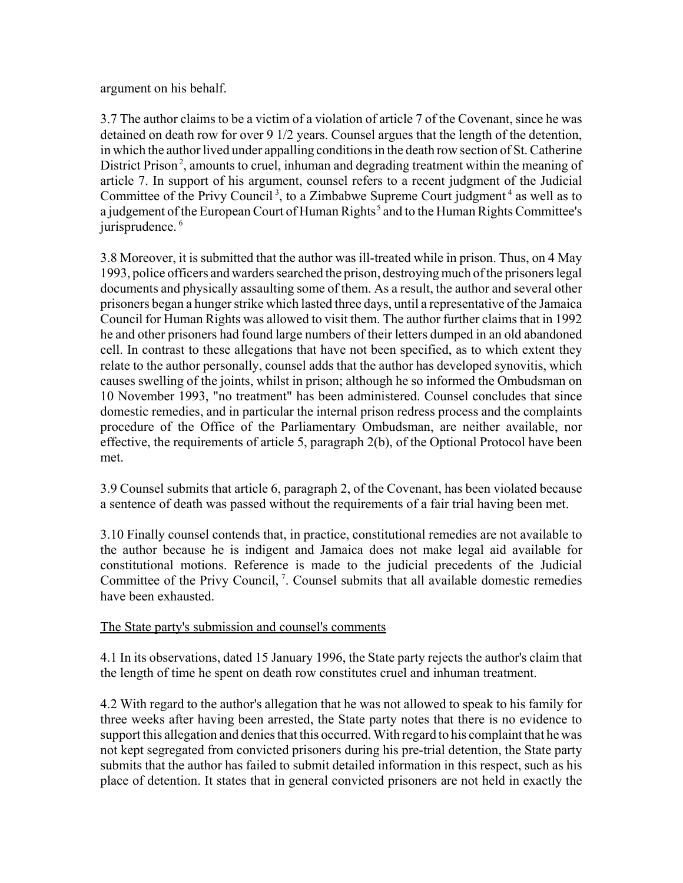argument on his behalf.

3.7 The author claims to be a victim of a violation of article 7 of the Covenant, since he was detained on death row for over 9 1/2 years. Counsel argues that the length of the detention, in which the author lived under appalling conditions in the death row section of St. Catherine District Prison [2], amounts to cruel, inhuman and degrading treatment within the meaning of article 7. In support of his argument, counsel refers to a recent judgment of the Judicial Committee of the Privy Council [3], to a Zimbabwe Supreme Court judgment [4] as well as to a judgement of the European Court of Human Rights [5] and to the Human Rights Committee's jurisprudence. [6]

3.8 Moreover, it is submitted that the author was ill-treated while in prison. Thus, on 4 May 1993, police officers and warders searched the prison, destroying much of the prisoners legal documents and physically assaulting some of them. As a result, the author and several other prisoners began a hunger strike which lasted three days, until a representative of the Jamaica Council for Human Rights was allowed to visit them. The author further claims that in 1992 he and other prisoners had found large numbers of their letters dumped in an old abandoned cell. In contrast to these allegations that have not been specified, as to which extent they relate to the author personally, counsel adds that the author has developed synovitis, which causes swelling of the joints, whilst in prison; although he so informed the Ombudsman on 10 November 1993, "no treatment" has been administered. Counsel concludes that since domestic remedies, and in particular the internal prison redress process and the complaints procedure of the Office of the Parliamentary Ombudsman, are neither available, nor effective, the requirements of article 5, paragraph 2(b), of the Optional Protocol have been met.

3.9 Counsel submits that article 6, paragraph 2, of the Covenant, has been violated because a sentence of death was passed without the requirements of a fair trial having been met.

3.10 Finally counsel contends that, in practice, constitutional remedies are not available to the author because he is indigent and Jamaica does not make legal aid available for constitutional motions. Reference is made to the judicial precedents of the Judicial Committee of the Privy Council, [7]. Counsel submits that all available domestic remedies have been exhausted.

## The State party's submission and counsel's comments

4.1 In its observations, dated 15 January 1996, the State party rejects the author's claim that the length of time he spent on death row constitutes cruel and inhuman treatment.

4.2 With regard to the author's allegation that he was not allowed to speak to his family for three weeks after having been arrested, the State party notes that there is no evidence to support this allegation and denies that this occurred. With regard to his complaint that he was not kept segregated from convicted prisoners during his pre-trial detention, the State party submits that the author has failed to submit detailed information in this respect, such as his place of detention. It states that in general convicted prisoners are not held in exactly the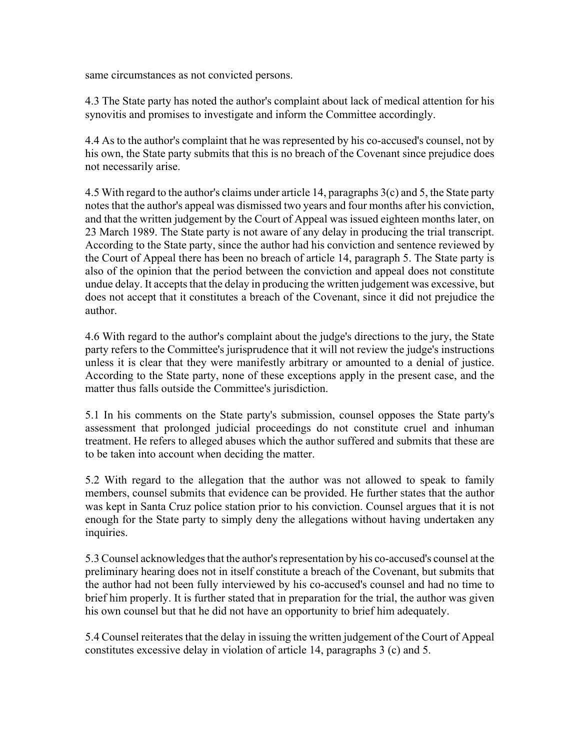same circumstances as not convicted persons.

4.3 The State party has noted the author's complaint about lack of medical attention for his synovitis and promises to investigate and inform the Committee accordingly.

4.4 As to the author's complaint that he was represented by his co-accused's counsel, not by his own, the State party submits that this is no breach of the Covenant since prejudice does not necessarily arise.

4.5 With regard to the author's claims under article 14, paragraphs 3(c) and 5, the State party notes that the author's appeal was dismissed two years and four months after his conviction, and that the written judgement by the Court of Appeal was issued eighteen months later, on 23 March 1989. The State party is not aware of any delay in producing the trial transcript. According to the State party, since the author had his conviction and sentence reviewed by the Court of Appeal there has been no breach of article 14, paragraph 5. The State party is also of the opinion that the period between the conviction and appeal does not constitute undue delay. It accepts that the delay in producing the written judgement was excessive, but does not accept that it constitutes a breach of the Covenant, since it did not prejudice the author.

4.6 With regard to the author's complaint about the judge's directions to the jury, the State party refers to the Committee's jurisprudence that it will not review the judge's instructions unless it is clear that they were manifestly arbitrary or amounted to a denial of justice. According to the State party, none of these exceptions apply in the present case, and the matter thus falls outside the Committee's jurisdiction.

5.1 In his comments on the State party's submission, counsel opposes the State party's assessment that prolonged judicial proceedings do not constitute cruel and inhuman treatment. He refers to alleged abuses which the author suffered and submits that these are to be taken into account when deciding the matter.

5.2 With regard to the allegation that the author was not allowed to speak to family members, counsel submits that evidence can be provided. He further states that the author was kept in Santa Cruz police station prior to his conviction. Counsel argues that it is not enough for the State party to simply deny the allegations without having undertaken any inquiries.

5.3 Counsel acknowledges that the author's representation by his co-accused's counsel at the preliminary hearing does not in itself constitute a breach of the Covenant, but submits that the author had not been fully interviewed by his co-accused's counsel and had no time to brief him properly. It is further stated that in preparation for the trial, the author was given his own counsel but that he did not have an opportunity to brief him adequately.

5.4 Counsel reiterates that the delay in issuing the written judgement of the Court of Appeal constitutes excessive delay in violation of article 14, paragraphs 3 (c) and 5.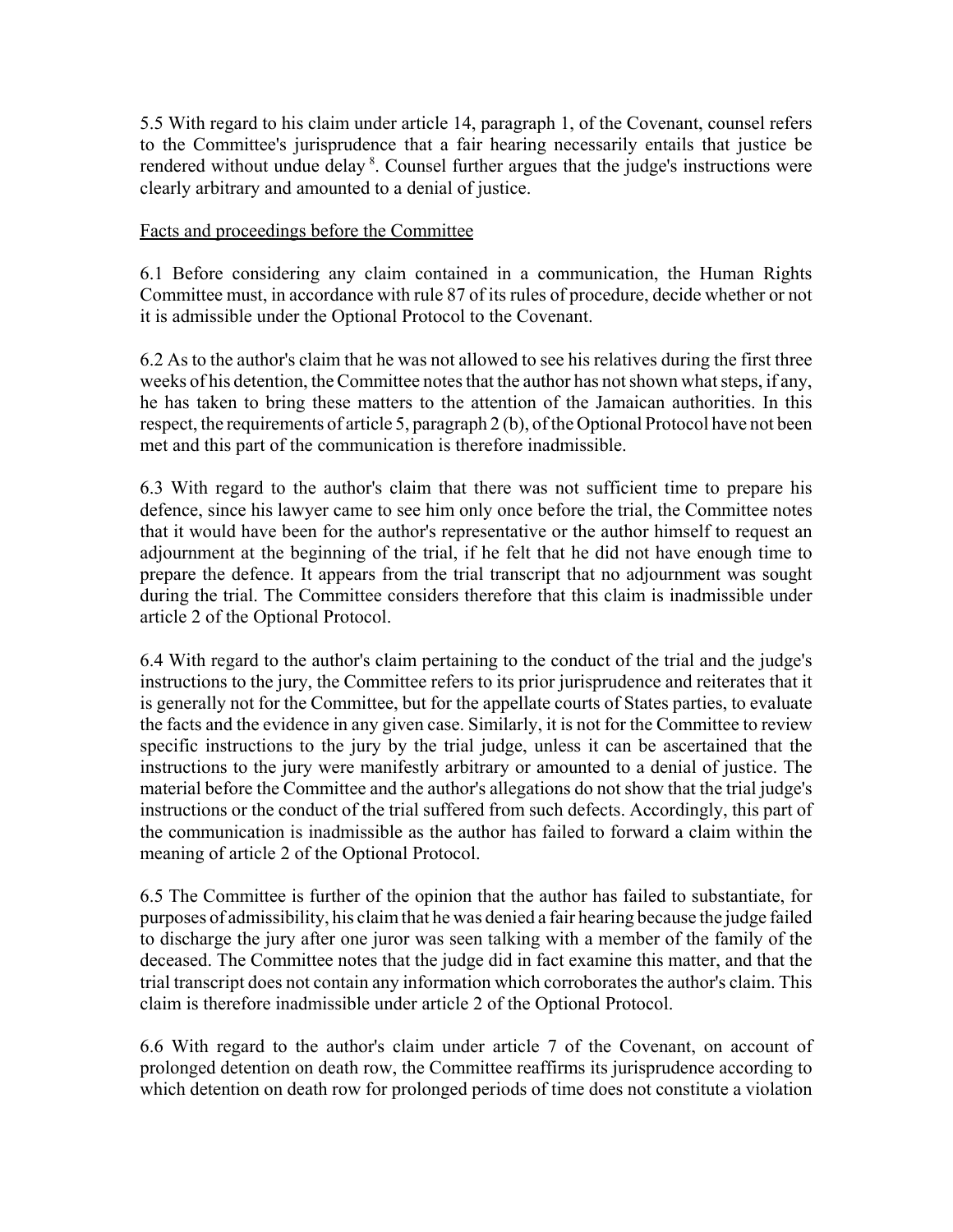5.5 With regard to his claim under article 14, paragraph 1, of the Covenant, counsel refers to the Committee's jurisprudence that a fair hearing necessarily entails that justice be rendered without undue delay [8]. Counsel further argues that the judge's instructions were clearly arbitrary and amounted to a denial of justice.

Facts and proceedings before the Committee

6.1 Before considering any claim contained in a communication, the Human Rights Committee must, in accordance with rule 87 of its rules of procedure, decide whether or not it is admissible under the Optional Protocol to the Covenant.

6.2 As to the author's claim that he was not allowed to see his relatives during the first three weeks of his detention, the Committee notes that the author has not shown what steps, if any, he has taken to bring these matters to the attention of the Jamaican authorities. In this respect, the requirements of article 5, paragraph 2 (b), of the Optional Protocol have not been met and this part of the communication is therefore inadmissible.

6.3 With regard to the author's claim that there was not sufficient time to prepare his defence, since his lawyer came to see him only once before the trial, the Committee notes that it would have been for the author's representative or the author himself to request an adjournment at the beginning of the trial, if he felt that he did not have enough time to prepare the defence. It appears from the trial transcript that no adjournment was sought during the trial. The Committee considers therefore that this claim is inadmissible under article 2 of the Optional Protocol.

6.4 With regard to the author's claim pertaining to the conduct of the trial and the judge's instructions to the jury, the Committee refers to its prior jurisprudence and reiterates that it is generally not for the Committee, but for the appellate courts of States parties, to evaluate the facts and the evidence in any given case. Similarly, it is not for the Committee to review specific instructions to the jury by the trial judge, unless it can be ascertained that the instructions to the jury were manifestly arbitrary or amounted to a denial of justice. The material before the Committee and the author's allegations do not show that the trial judge's instructions or the conduct of the trial suffered from such defects. Accordingly, this part of the communication is inadmissible as the author has failed to forward a claim within the meaning of article 2 of the Optional Protocol.

6.5 The Committee is further of the opinion that the author has failed to substantiate, for purposes of admissibility, his claim that he was denied a fair hearing because the judge failed to discharge the jury after one juror was seen talking with a member of the family of the deceased. The Committee notes that the judge did in fact examine this matter, and that the trial transcript does not contain any information which corroborates the author's claim. This claim is therefore inadmissible under article 2 of the Optional Protocol.

6.6 With regard to the author's claim under article 7 of the Covenant, on account of prolonged detention on death row, the Committee reaffirms its jurisprudence according to which detention on death row for prolonged periods of time does not constitute a violation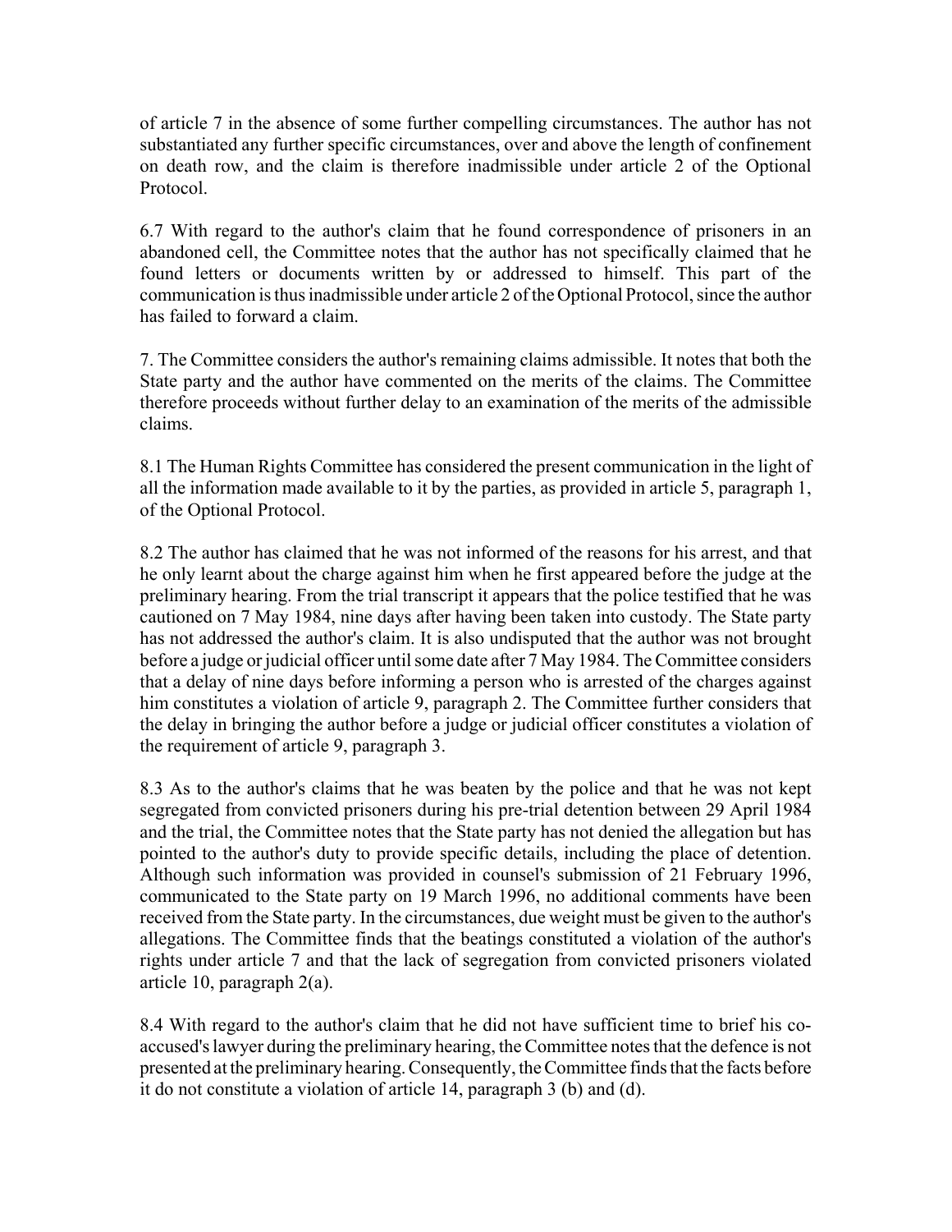of article 7 in the absence of some further compelling circumstances. The author has not substantiated any further specific circumstances, over and above the length of confinement on death row, and the claim is therefore inadmissible under article 2 of the Optional Protocol.

6.7 With regard to the author's claim that he found correspondence of prisoners in an abandoned cell, the Committee notes that the author has not specifically claimed that he found letters or documents written by or addressed to himself. This part of the communication is thus inadmissible under article 2 of the Optional Protocol, since the author has failed to forward a claim.

7. The Committee considers the author's remaining claims admissible. It notes that both the State party and the author have commented on the merits of the claims. The Committee therefore proceeds without further delay to an examination of the merits of the admissible claims.

8.1 The Human Rights Committee has considered the present communication in the light of all the information made available to it by the parties, as provided in article 5, paragraph 1, of the Optional Protocol.

8.2 The author has claimed that he was not informed of the reasons for his arrest, and that he only learnt about the charge against him when he first appeared before the judge at the preliminary hearing. From the trial transcript it appears that the police testified that he was cautioned on 7 May 1984, nine days after having been taken into custody. The State party has not addressed the author's claim. It is also undisputed that the author was not brought before a judge or judicial officer until some date after 7 May 1984. The Committee considers that a delay of nine days before informing a person who is arrested of the charges against him constitutes a violation of article 9, paragraph 2. The Committee further considers that the delay in bringing the author before a judge or judicial officer constitutes a violation of the requirement of article 9, paragraph 3.

8.3 As to the author's claims that he was beaten by the police and that he was not kept segregated from convicted prisoners during his pre-trial detention between 29 April 1984 and the trial, the Committee notes that the State party has not denied the allegation but has pointed to the author's duty to provide specific details, including the place of detention. Although such information was provided in counsel's submission of 21 February 1996, communicated to the State party on 19 March 1996, no additional comments have been received from the State party. In the circumstances, due weight must be given to the author's allegations. The Committee finds that the beatings constituted a violation of the author's rights under article 7 and that the lack of segregation from convicted prisoners violated article 10, paragraph 2(a).

8.4 With regard to the author's claim that he did not have sufficient time to brief his co-accused's lawyer during the preliminary hearing, the Committee notes that the defence is not presented at the preliminary hearing. Consequently, the Committee finds that the facts before it do not constitute a violation of article 14, paragraph 3 (b) and (d).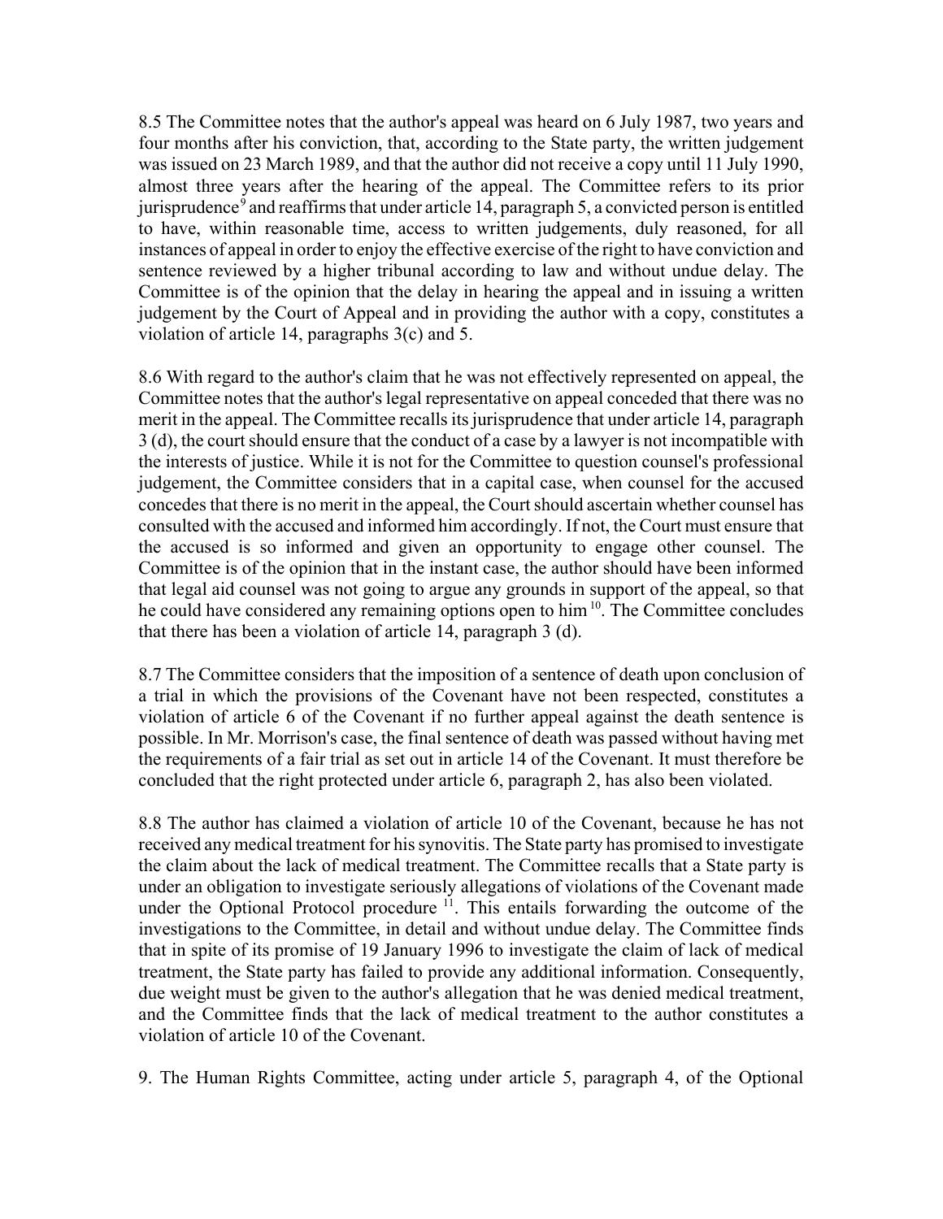8.5 The Committee notes that the author's appeal was heard on 6 July 1987, two years and four months after his conviction, that, according to the State party, the written judgement was issued on 23 March 1989, and that the author did not receive a copy until 11 July 1990, almost three years after the hearing of the appeal. The Committee refers to its prior jurisprudence[9] and reaffirms that under article 14, paragraph 5, a convicted person is entitled to have, within reasonable time, access to written judgements, duly reasoned, for all instances of appeal in order to enjoy the effective exercise of the right to have conviction and sentence reviewed by a higher tribunal according to law and without undue delay. The Committee is of the opinion that the delay in hearing the appeal and in issuing a written judgement by the Court of Appeal and in providing the author with a copy, constitutes a violation of article 14, paragraphs 3(c) and 5.

8.6 With regard to the author's claim that he was not effectively represented on appeal, the Committee notes that the author's legal representative on appeal conceded that there was no merit in the appeal. The Committee recalls its jurisprudence that under article 14, paragraph 3 (d), the court should ensure that the conduct of a case by a lawyer is not incompatible with the interests of justice. While it is not for the Committee to question counsel's professional judgement, the Committee considers that in a capital case, when counsel for the accused concedes that there is no merit in the appeal, the Court should ascertain whether counsel has consulted with the accused and informed him accordingly. If not, the Court must ensure that the accused is so informed and given an opportunity to engage other counsel. The Committee is of the opinion that in the instant case, the author should have been informed that legal aid counsel was not going to argue any grounds in support of the appeal, so that he could have considered any remaining options open to him [10]. The Committee concludes that there has been a violation of article 14, paragraph 3 (d).

8.7 The Committee considers that the imposition of a sentence of death upon conclusion of a trial in which the provisions of the Covenant have not been respected, constitutes a violation of article 6 of the Covenant if no further appeal against the death sentence is possible. In Mr. Morrison's case, the final sentence of death was passed without having met the requirements of a fair trial as set out in article 14 of the Covenant. It must therefore be concluded that the right protected under article 6, paragraph 2, has also been violated.

8.8 The author has claimed a violation of article 10 of the Covenant, because he has not received any medical treatment for his synovitis. The State party has promised to investigate the claim about the lack of medical treatment. The Committee recalls that a State party is under an obligation to investigate seriously allegations of violations of the Covenant made under the Optional Protocol procedure [11]. This entails forwarding the outcome of the investigations to the Committee, in detail and without undue delay. The Committee finds that in spite of its promise of 19 January 1996 to investigate the claim of lack of medical treatment, the State party has failed to provide any additional information. Consequently, due weight must be given to the author's allegation that he was denied medical treatment, and the Committee finds that the lack of medical treatment to the author constitutes a violation of article 10 of the Covenant.

9. The Human Rights Committee, acting under article 5, paragraph 4, of the Optional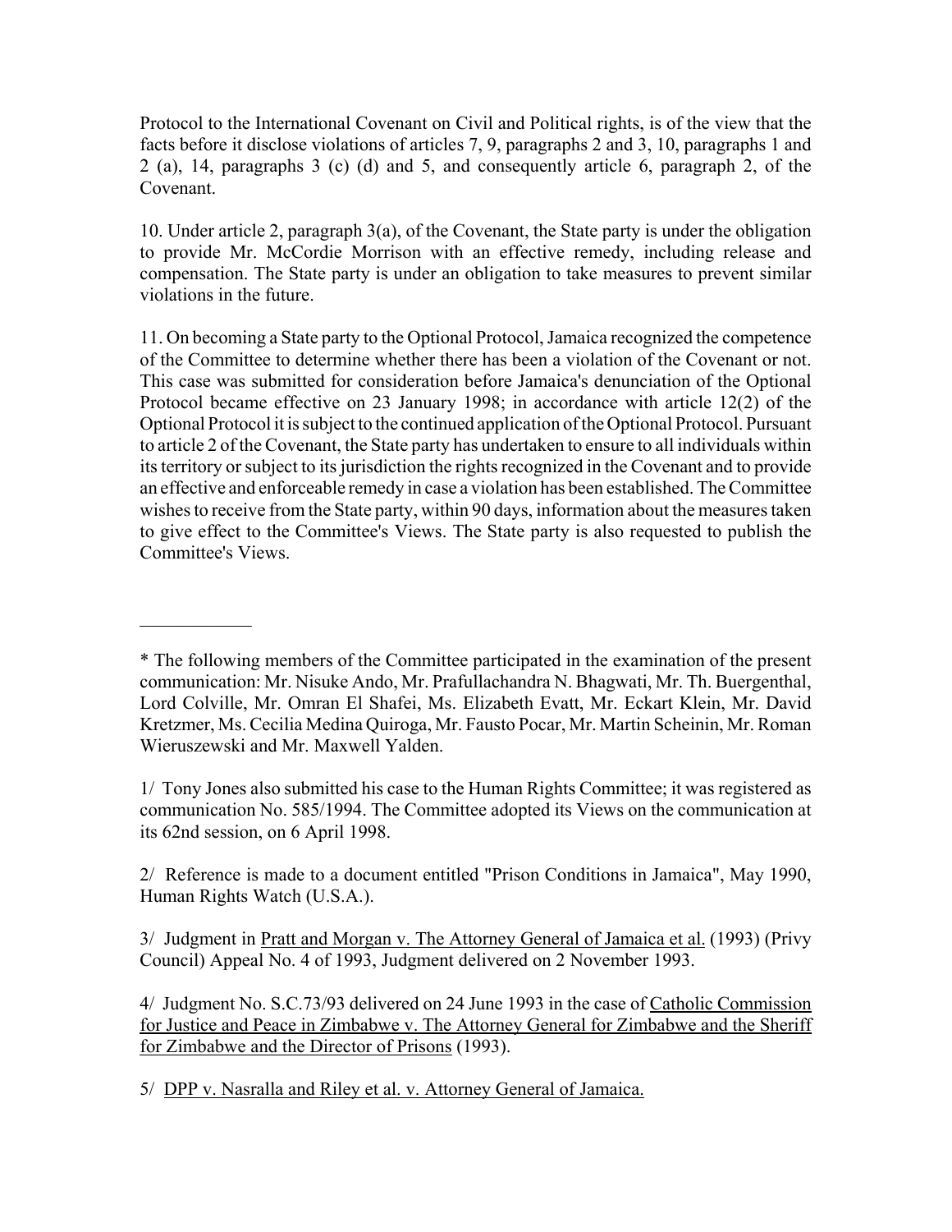Protocol to the International Covenant on Civil and Political rights, is of the view that the facts before it disclose violations of articles 7, 9, paragraphs 2 and 3, 10, paragraphs 1 and 2 (a), 14, paragraphs 3 (c) (d) and 5, and consequently article 6, paragraph 2, of the Covenant.

10. Under article 2, paragraph 3(a), of the Covenant, the State party is under the obligation to provide Mr. McCordie Morrison with an effective remedy, including release and compensation. The State party is under an obligation to take measures to prevent similar violations in the future.

11. On becoming a State party to the Optional Protocol, Jamaica recognized the competence of the Committee to determine whether there has been a violation of the Covenant or not. This case was submitted for consideration before Jamaica's denunciation of the Optional Protocol became effective on 23 January 1998; in accordance with article 12(2) of the Optional Protocol it is subject to the continued application of the Optional Protocol. Pursuant to article 2 of the Covenant, the State party has undertaken to ensure to all individuals within its territory or subject to its jurisdiction the rights recognized in the Covenant and to provide an effective and enforceable remedy in case a violation has been established. The Committee wishes to receive from the State party, within 90 days, information about the measures taken to give effect to the Committee's Views. The State party is also requested to publish the Committee's Views.

---

\* The following members of the Committee participated in the examination of the present communication: Mr. Nisuke Ando, Mr. Prafullachandra N. Bhagwati, Mr. Th. Buergenthal, Lord Colville, Mr. Omran El Shafei, Ms. Elizabeth Evatt, Mr. Eckart Klein, Mr. David Kretzmer, Ms. Cecilia Medina Quiroga, Mr. Fausto Pocar, Mr. Martin Scheinin, Mr. Roman Wieruszewski and Mr. Maxwell Yalden.

1/ Tony Jones also submitted his case to the Human Rights Committee; it was registered as communication No. 585/1994. The Committee adopted its Views on the communication at its 62nd session, on 6 April 1998.

2/ Reference is made to a document entitled "Prison Conditions in Jamaica", May 1990, Human Rights Watch (U.S.A.).

3/ Judgment in Pratt and Morgan v. The Attorney General of Jamaica et al. (1993) (Privy Council) Appeal No. 4 of 1993, Judgment delivered on 2 November 1993.

4/ Judgment No. S.C.73/93 delivered on 24 June 1993 in the case of Catholic Commission for Justice and Peace in Zimbabwe v. The Attorney General for Zimbabwe and the Sheriff for Zimbabwe and the Director of Prisons (1993).

5/ DPP v. Nasralla and Riley et al. v. Attorney General of Jamaica.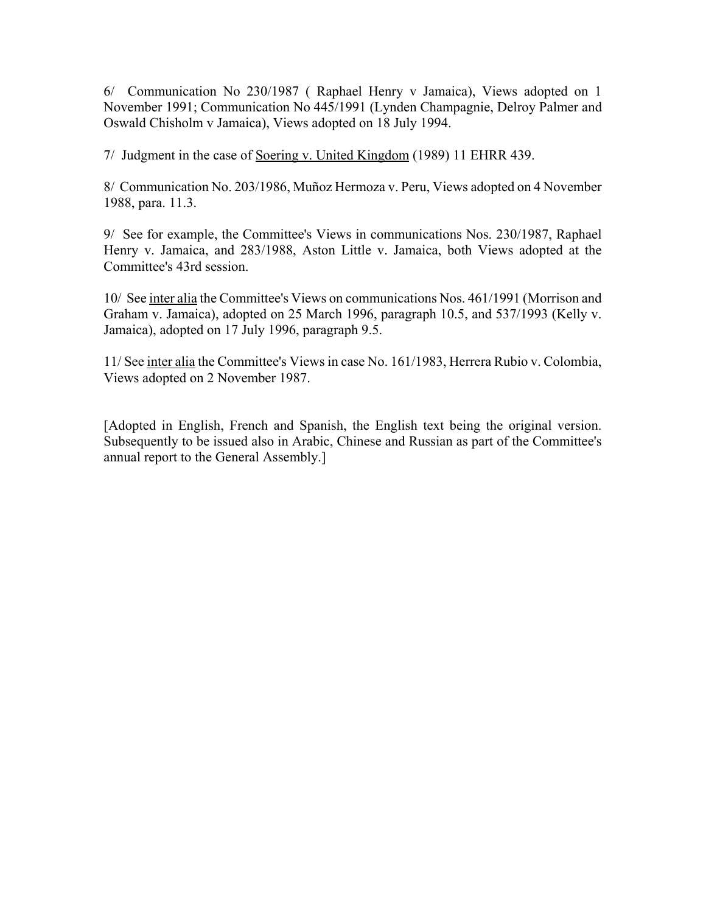6/ Communication No 230/1987 ( Raphael Henry v Jamaica), Views adopted on 1 November 1991; Communication No 445/1991 (Lynden Champagnie, Delroy Palmer and Oswald Chisholm v Jamaica), Views adopted on 18 July 1994.

7/ Judgment in the case of Soering v. United Kingdom (1989) 11 EHRR 439.

8/ Communication No. 203/1986, Muñoz Hermoza v. Peru, Views adopted on 4 November 1988, para. 11.3.

9/ See for example, the Committee's Views in communications Nos. 230/1987, Raphael Henry v. Jamaica, and 283/1988, Aston Little v. Jamaica, both Views adopted at the Committee's 43rd session.

10/ See inter alia the Committee's Views on communications Nos. 461/1991 (Morrison and Graham v. Jamaica), adopted on 25 March 1996, paragraph 10.5, and 537/1993 (Kelly v. Jamaica), adopted on 17 July 1996, paragraph 9.5.

11/ See inter alia the Committee's Views in case No. 161/1983, Herrera Rubio v. Colombia, Views adopted on 2 November 1987.

[Adopted in English, French and Spanish, the English text being the original version. Subsequently to be issued also in Arabic, Chinese and Russian as part of the Committee's annual report to the General Assembly.]